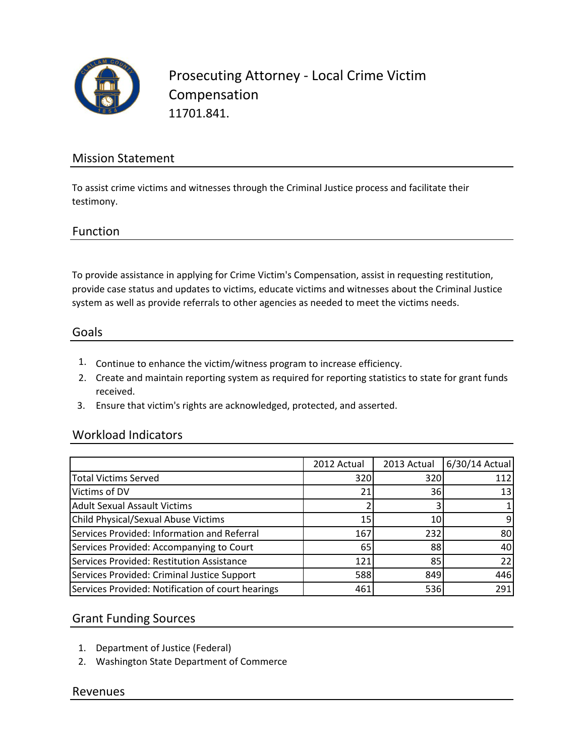# Prosecuting Attorney - Local Crime Victim Compensation

11701.841.

## Mission Statement

To assist crime victims and witnesses through the Criminal Justice process and facilitate their testimony.

## Function

To provide assistance in applying for Crime Victim's Compensation, assist in requesting restitution, provide case status and updates to victims, educate victims and witnesses about the Criminal Justice system as well as provide referrals to other agencies as needed to meet the victims needs.

## Goals

1. Continue to enhance the victim/witness program to increase efficiency.
2. Create and maintain reporting system as required for reporting statistics to state for grant funds received.
3. Ensure that victim's rights are acknowledged, protected, and asserted.

## Workload Indicators

| | 2012 Actual | 2013 Actual | 6/30/14 Actual |
|---|---|---|---|
| Total Victims Served | 320 | 320 | 112 |
| Victims of DV | 21 | 36 | 13 |
| Adult Sexual Assault Victims | 2 | 3 | 1 |
| Child Physical/Sexual Abuse Victims | 15 | 10 | 9 |
| Services Provided: Information and Referral | 167 | 232 | 80 |
| Services Provided: Accompanying to Court | 65 | 88 | 40 |
| Services Provided: Restitution Assistance | 121 | 85 | 22 |
| Services Provided: Criminal Justice Support | 588 | 849 | 446 |
| Services Provided: Notification of court hearings | 461 | 536 | 291 |

## Grant Funding Sources

1. Department of Justice (Federal)
2. Washington State Department of Commerce

## Revenues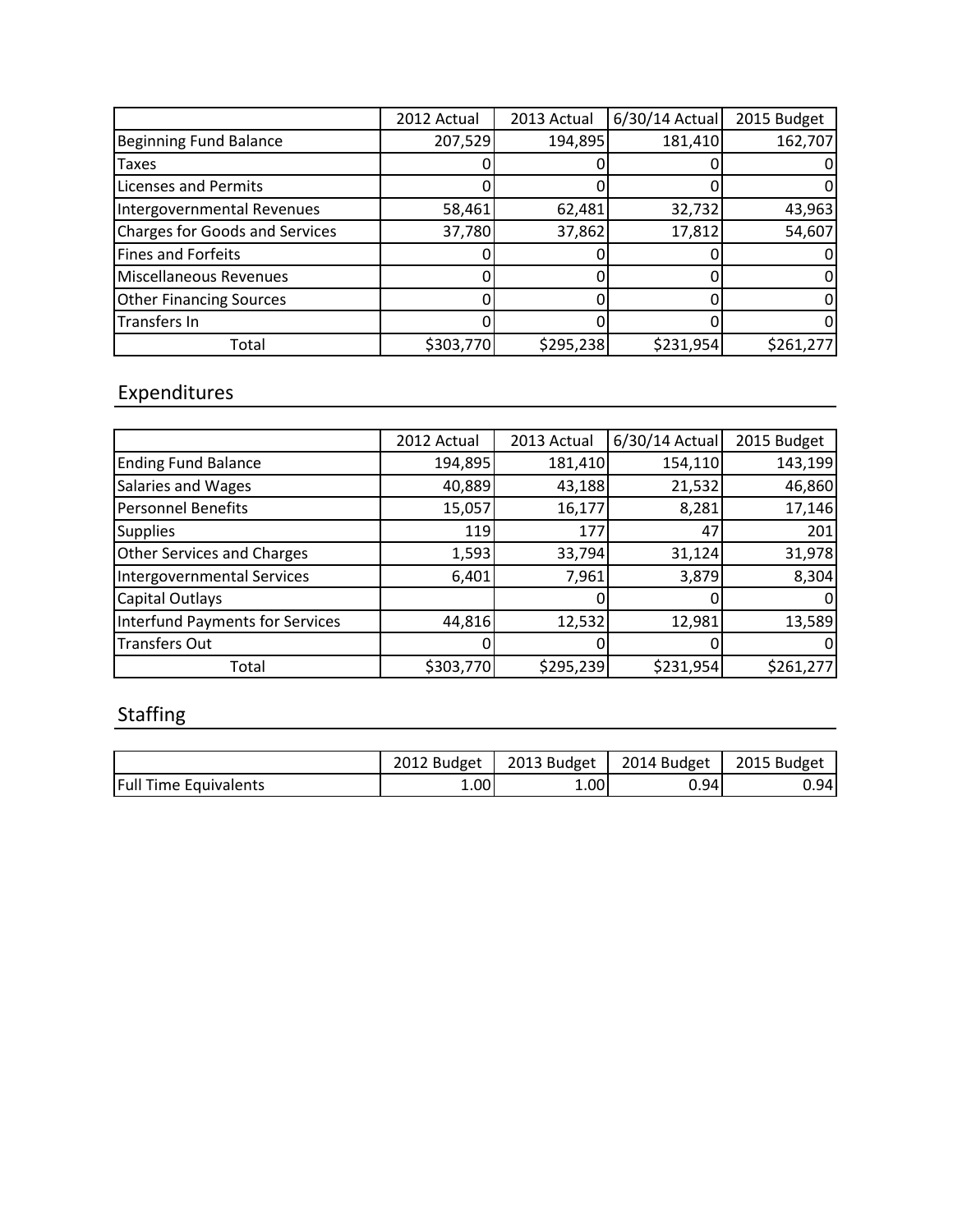| | 2012 Actual | 2013 Actual | 6/30/14 Actual | 2015 Budget |
|---|---|---|---|---|
| Beginning Fund Balance | 207,529 | 194,895 | 181,410 | 162,707 |
| Taxes | 0 | 0 | 0 | 0 |
| Licenses and Permits | 0 | 0 | 0 | 0 |
| Intergovernmental Revenues | 58,461 | 62,481 | 32,732 | 43,963 |
| Charges for Goods and Services | 37,780 | 37,862 | 17,812 | 54,607 |
| Fines and Forfeits | 0 | 0 | 0 | 0 |
| Miscellaneous Revenues | 0 | 0 | 0 | 0 |
| Other Financing Sources | 0 | 0 | 0 | 0 |
| Transfers In | 0 | 0 | 0 | 0 |
| Total | $303,770 | $295,238 | $231,954 | $261,277 |

## Expenditures

| | 2012 Actual | 2013 Actual | 6/30/14 Actual | 2015 Budget |
|---|---|---|---|---|
| Ending Fund Balance | 194,895 | 181,410 | 154,110 | 143,199 |
| Salaries and Wages | 40,889 | 43,188 | 21,532 | 46,860 |
| Personnel Benefits | 15,057 | 16,177 | 8,281 | 17,146 |
| Supplies | 119 | 177 | 47 | 201 |
| Other Services and Charges | 1,593 | 33,794 | 31,124 | 31,978 |
| Intergovernmental Services | 6,401 | 7,961 | 3,879 | 8,304 |
| Capital Outlays | | 0 | 0 | 0 |
| Interfund Payments for Services | 44,816 | 12,532 | 12,981 | 13,589 |
| Transfers Out | 0 | 0 | 0 | 0 |
| Total | $303,770 | $295,239 | $231,954 | $261,277 |

## Staffing

| | 2012 Budget | 2013 Budget | 2014 Budget | 2015 Budget |
|---|---|---|---|---|
| Full Time Equivalents | 1.00 | 1.00 | 0.94 | 0.94 |